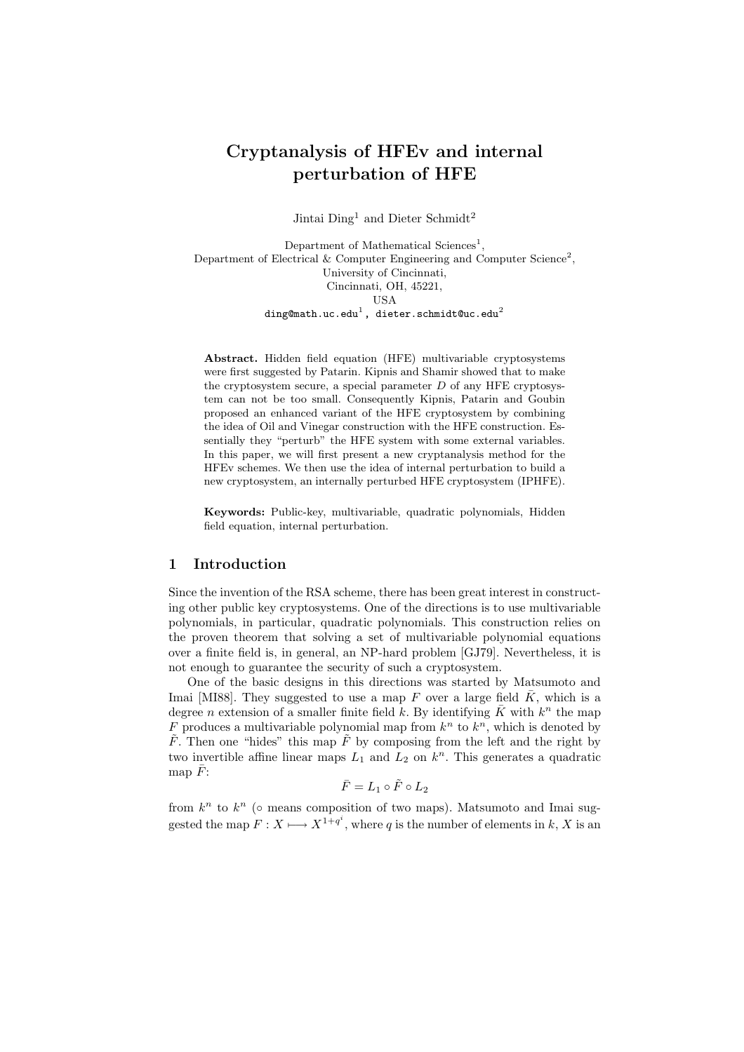# Cryptanalysis of HFEv and internal perturbation of HFE

Jintai Ding[1] and Dieter Schmidt[2]

Department of Mathematical Sciences[1],
Department of Electrical & Computer Engineering and Computer Science[2],
University of Cincinnati,
Cincinnati, OH, 45221,
USA
ding@math.uc.edu[1] , dieter.schmidt@uc.edu[2]

**Abstract.** Hidden field equation (HFE) multivariable cryptosystems were first suggested by Patarin. Kipnis and Shamir showed that to make the cryptosystem secure, a special parameter $D$ of any HFE cryptosystem can not be too small. Consequently Kipnis, Patarin and Goubin proposed an enhanced variant of the HFE cryptosystem by combining the idea of Oil and Vinegar construction with the HFE construction. Essentially they "perturb" the HFE system with some external variables. In this paper, we will first present a new cryptanalysis method for the HFEv schemes. We then use the idea of internal perturbation to build a new cryptosystem, an internally perturbed HFE cryptosystem (IPHFE).

**Keywords:** Public-key, multivariable, quadratic polynomials, Hidden field equation, internal perturbation.

## 1 Introduction

Since the invention of the RSA scheme, there has been great interest in constructing other public key cryptosystems. One of the directions is to use multivariable polynomials, in particular, quadratic polynomials. This construction relies on the proven theorem that solving a set of multivariable polynomial equations over a finite field is, in general, an NP-hard problem [GJ79]. Nevertheless, it is not enough to guarantee the security of such a cryptosystem.

One of the basic designs in this directions was started by Matsumoto and Imai [MI88]. They suggested to use a map $F$ over a large field $\bar{K}$, which is a degree $n$ extension of a smaller finite field $k$. By identifying $\bar{K}$ with $k^n$ the map $F$ produces a multivariable polynomial map from $k^n$ to $k^n$, which is denoted by $\tilde{F}$. Then one "hides" this map $\tilde{F}$ by composing from the left and the right by two invertible affine linear maps $L_1$ and $L_2$ on $k^n$. This generates a quadratic map $\bar{F}$:

$$\bar{F} = L_1 \circ \tilde{F} \circ L_2$$

from $k^n$ to $k^n$ ($\circ$ means composition of two maps). Matsumoto and Imai suggested the map $F : X \longmapsto X^{1+q^i}$, where $q$ is the number of elements in $k$, $X$ is an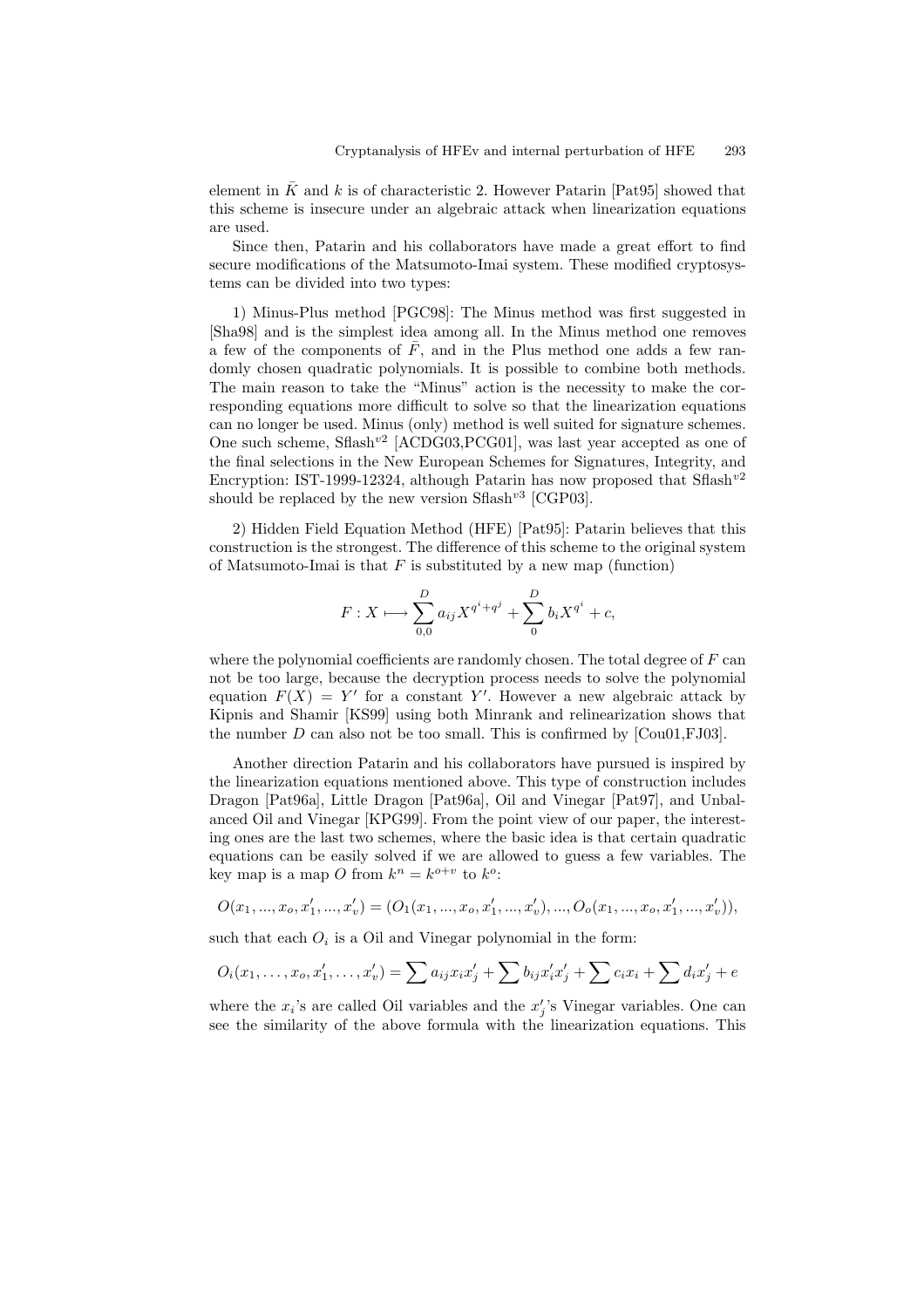element in $\bar{K}$ and $k$ is of characteristic 2. However Patarin [Pat95] showed that this scheme is insecure under an algebraic attack when linearization equations are used.

Since then, Patarin and his collaborators have made a great effort to find secure modifications of the Matsumoto-Imai system. These modified cryptosystems can be divided into two types:

1) Minus-Plus method [PGC98]: The Minus method was first suggested in [Sha98] and is the simplest idea among all. In the Minus method one removes a few of the components of $\bar{F}$, and in the Plus method one adds a few randomly chosen quadratic polynomials. It is possible to combine both methods. The main reason to take the "Minus" action is the necessity to make the corresponding equations more difficult to solve so that the linearization equations can no longer be used. Minus (only) method is well suited for signature schemes. One such scheme, Sflash$^{v2}$ [ACDG03,PCG01], was last year accepted as one of the final selections in the New European Schemes for Signatures, Integrity, and Encryption: IST-1999-12324, although Patarin has now proposed that Sflash$^{v2}$ should be replaced by the new version Sflash$^{v3}$ [CGP03].

2) Hidden Field Equation Method (HFE) [Pat95]: Patarin believes that this construction is the strongest. The difference of this scheme to the original system of Matsumoto-Imai is that $F$ is substituted by a new map (function)

$$F : X \longmapsto \sum_{0,0}^{D} a_{ij} X^{q^i + q^j} + \sum_{0}^{D} b_i X^{q^i} + c,$$

where the polynomial coefficients are randomly chosen. The total degree of $F$ can not be too large, because the decryption process needs to solve the polynomial equation $F(X) = Y'$ for a constant $Y'$. However a new algebraic attack by Kipnis and Shamir [KS99] using both Minrank and relinearization shows that the number $D$ can also not be too small. This is confirmed by [Cou01,FJ03].

Another direction Patarin and his collaborators have pursued is inspired by the linearization equations mentioned above. This type of construction includes Dragon [Pat96a], Little Dragon [Pat96a], Oil and Vinegar [Pat97], and Unbalanced Oil and Vinegar [KPG99]. From the point view of our paper, the interesting ones are the last two schemes, where the basic idea is that certain quadratic equations can be easily solved if we are allowed to guess a few variables. The key map is a map $O$ from $k^n = k^{o+v}$ to $k^o$:

$$O(x_1, ..., x_o, x'_1, ..., x'_v) = (O_1(x_1, ..., x_o, x'_1, ..., x'_v), ..., O_o(x_1, ..., x_o, x'_1, ..., x'_v)),$$

such that each $O_i$ is a Oil and Vinegar polynomial in the form:

$$O_i(x_1, \ldots, x_o, x'_1, \ldots, x'_v) = \sum a_{ij} x_i x'_j + \sum b_{ij} x'_i x'_j + \sum c_i x_i + \sum d_i x'_j + e$$

where the $x_i$'s are called Oil variables and the $x'_j$'s Vinegar variables. One can see the similarity of the above formula with the linearization equations. This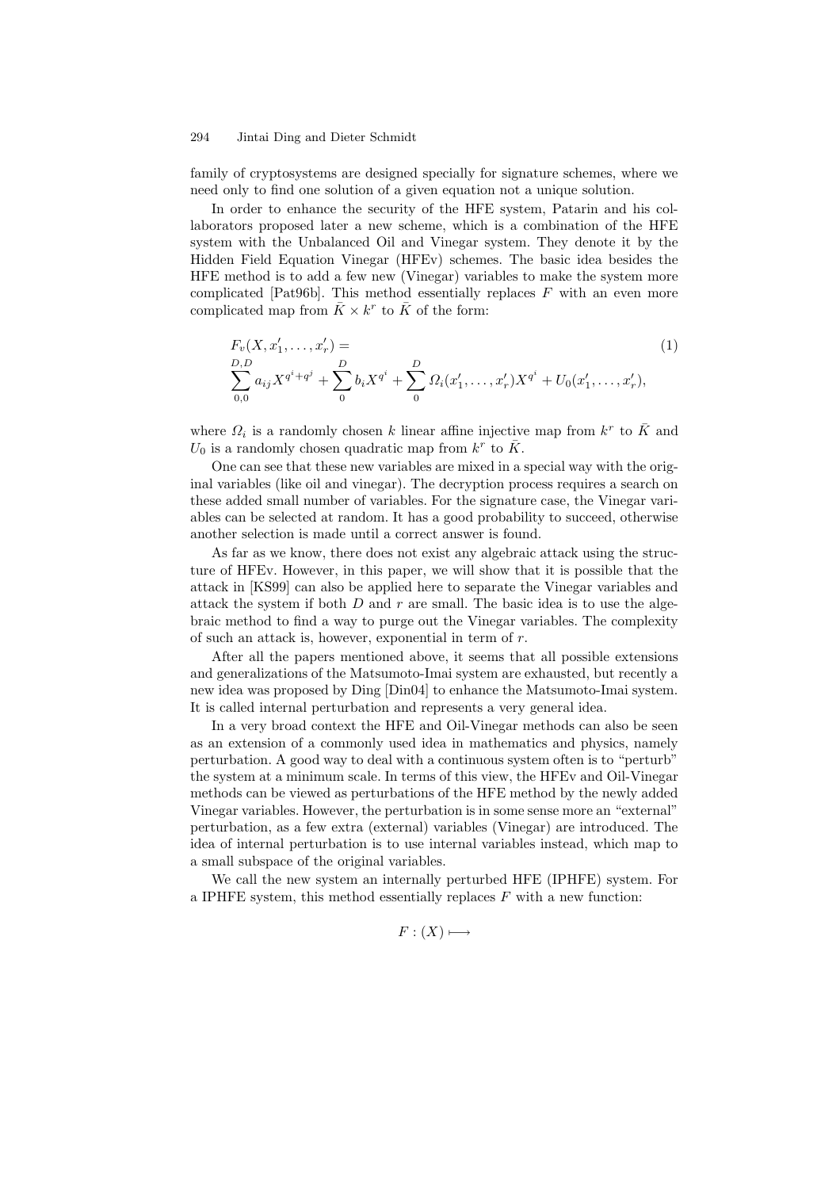family of cryptosystems are designed specially for signature schemes, where we need only to find one solution of a given equation not a unique solution.

In order to enhance the security of the HFE system, Patarin and his collaborators proposed later a new scheme, which is a combination of the HFE system with the Unbalanced Oil and Vinegar system. They denote it by the Hidden Field Equation Vinegar (HFEv) schemes. The basic idea besides the HFE method is to add a few new (Vinegar) variables to make the system more complicated [Pat96b]. This method essentially replaces $F$ with an even more complicated map from $\bar{K} \times k^r$ to $\bar{K}$ of the form:

$$F_v(X, x'_1, \ldots, x'_r) = \tag{1}$$
$$\sum_{0,0}^{D,D} a_{ij} X^{q^i + q^j} + \sum_{0}^{D} b_i X^{q^i} + \sum_{0}^{D} \Omega_i(x'_1, \ldots, x'_r) X^{q^i} + U_0(x'_1, \ldots, x'_r),$$

where $\Omega_i$ is a randomly chosen $k$ linear affine injective map from $k^r$ to $\bar{K}$ and $U_0$ is a randomly chosen quadratic map from $k^r$ to $\bar{K}$.

One can see that these new variables are mixed in a special way with the original variables (like oil and vinegar). The decryption process requires a search on these added small number of variables. For the signature case, the Vinegar variables can be selected at random. It has a good probability to succeed, otherwise another selection is made until a correct answer is found.

As far as we know, there does not exist any algebraic attack using the structure of HFEv. However, in this paper, we will show that it is possible that the attack in [KS99] can also be applied here to separate the Vinegar variables and attack the system if both $D$ and $r$ are small. The basic idea is to use the algebraic method to find a way to purge out the Vinegar variables. The complexity of such an attack is, however, exponential in term of $r$.

After all the papers mentioned above, it seems that all possible extensions and generalizations of the Matsumoto-Imai system are exhausted, but recently a new idea was proposed by Ding [Din04] to enhance the Matsumoto-Imai system. It is called internal perturbation and represents a very general idea.

In a very broad context the HFE and Oil-Vinegar methods can also be seen as an extension of a commonly used idea in mathematics and physics, namely perturbation. A good way to deal with a continuous system often is to "perturb" the system at a minimum scale. In terms of this view, the HFEv and Oil-Vinegar methods can be viewed as perturbations of the HFE method by the newly added Vinegar variables. However, the perturbation is in some sense more an "external" perturbation, as a few extra (external) variables (Vinegar) are introduced. The idea of internal perturbation is to use internal variables instead, which map to a small subspace of the original variables.

We call the new system an internally perturbed HFE (IPHFE) system. For a IPHFE system, this method essentially replaces $F$ with a new function:

$$F : (X) \longmapsto$$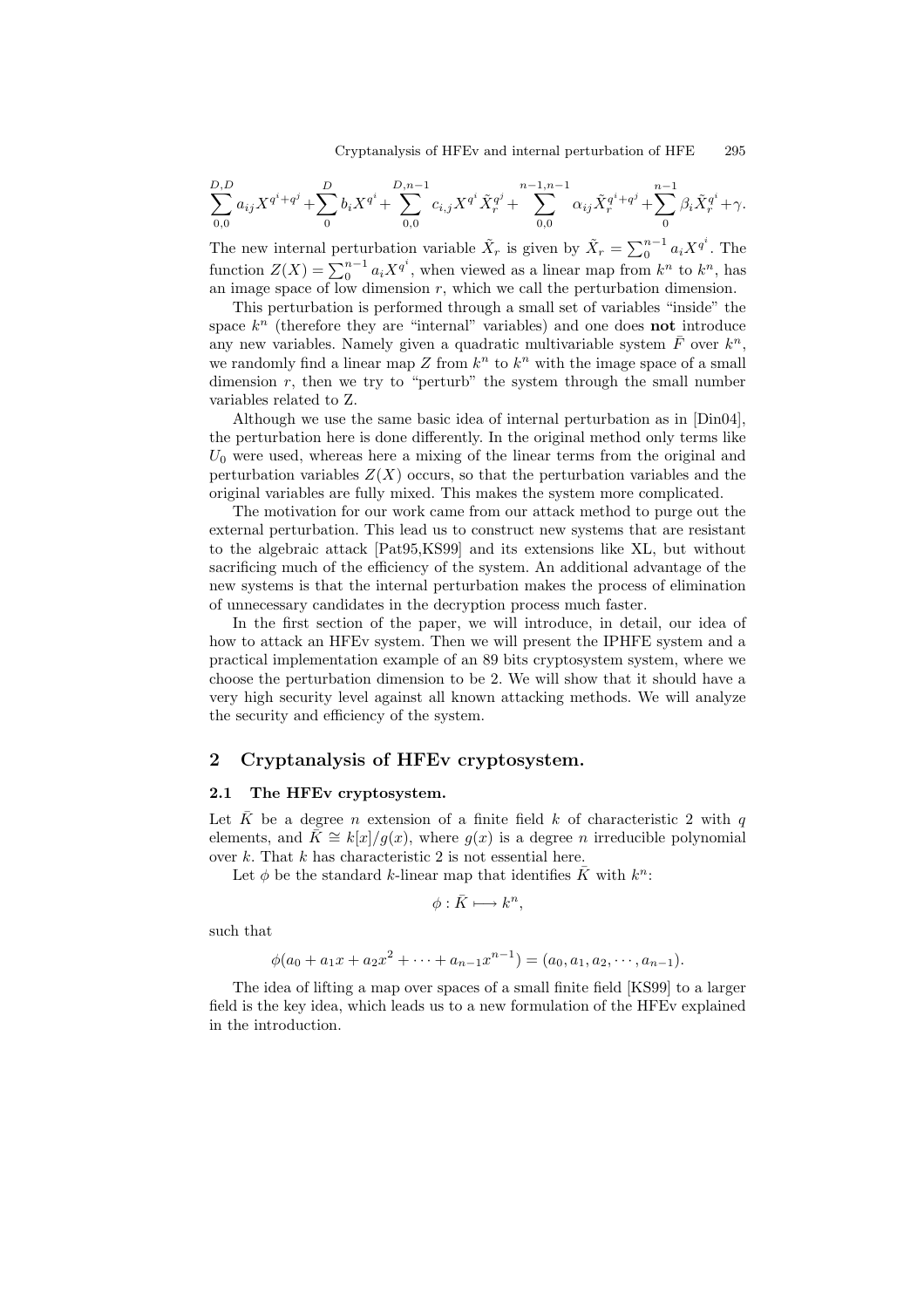$$\sum_{0,0}^{D,D} a_{ij} X^{q^i+q^j} + \sum_{0}^{D} b_i X^{q^i} + \sum_{0,0}^{D,n-1} c_{i,j} X^{q^i} \tilde{X}_r^{q^j} + \sum_{0,0}^{n-1,n-1} \alpha_{ij} \tilde{X}_r^{q^i+q^j} + \sum_{0}^{n-1} \beta_i \tilde{X}_r^{q^i} + \gamma.$$

The new internal perturbation variable $\tilde{X}_r$ is given by $\tilde{X}_r = \sum_0^{n-1} a_i X^{q^i}$. The function $Z(X) = \sum_0^{n-1} a_i X^{q^i}$, when viewed as a linear map from $k^n$ to $k^n$, has an image space of low dimension $r$, which we call the perturbation dimension.

This perturbation is performed through a small set of variables "inside" the space $k^n$ (therefore they are "internal" variables) and one does **not** introduce any new variables. Namely given a quadratic multivariable system $\bar{F}$ over $k^n$, we randomly find a linear map $Z$ from $k^n$ to $k^n$ with the image space of a small dimension $r$, then we try to "perturb" the system through the small number variables related to Z.

Although we use the same basic idea of internal perturbation as in [Din04], the perturbation here is done differently. In the original method only terms like $U_0$ were used, whereas here a mixing of the linear terms from the original and perturbation variables $Z(X)$ occurs, so that the perturbation variables and the original variables are fully mixed. This makes the system more complicated.

The motivation for our work came from our attack method to purge out the external perturbation. This lead us to construct new systems that are resistant to the algebraic attack [Pat95,KS99] and its extensions like XL, but without sacrificing much of the efficiency of the system. An additional advantage of the new systems is that the internal perturbation makes the process of elimination of unnecessary candidates in the decryption process much faster.

In the first section of the paper, we will introduce, in detail, our idea of how to attack an HFEv system. Then we will present the IPHFE system and a practical implementation example of an 89 bits cryptosystem system, where we choose the perturbation dimension to be 2. We will show that it should have a very high security level against all known attacking methods. We will analyze the security and efficiency of the system.

## 2 Cryptanalysis of HFEv cryptosystem.

### 2.1 The HFEv cryptosystem.

Let $\bar{K}$ be a degree $n$ extension of a finite field $k$ of characteristic 2 with $q$ elements, and $\bar{K} \cong k[x]/g(x)$, where $g(x)$ is a degree $n$ irreducible polynomial over $k$. That $k$ has characteristic 2 is not essential here.

Let $\phi$ be the standard $k$-linear map that identifies $\bar{K}$ with $k^n$:

$$\phi : \bar{K} \longmapsto k^n,$$

such that

$$\phi(a_0 + a_1 x + a_2 x^2 + \cdots + a_{n-1} x^{n-1}) = (a_0, a_1, a_2, \cdots, a_{n-1}).$$

The idea of lifting a map over spaces of a small finite field [KS99] to a larger field is the key idea, which leads us to a new formulation of the HFEv explained in the introduction.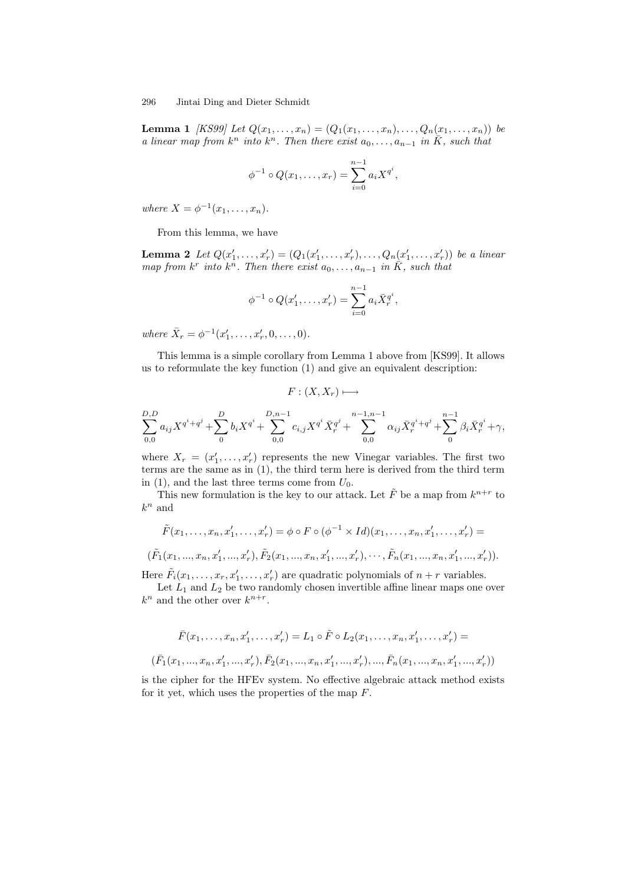**Lemma 1** *[KS99] Let $Q(x_1, \ldots, x_n) = (Q_1(x_1, \ldots, x_n), \ldots, Q_n(x_1, \ldots, x_n))$ be a linear map from $k^n$ into $k^n$. Then there exist $a_0, \ldots, a_{n-1}$ in $\bar{K}$, such that*

$$\phi^{-1} \circ Q(x_1, \ldots, x_r) = \sum_{i=0}^{n-1} a_i X^{q^i},$$

*where $X = \phi^{-1}(x_1, \ldots, x_n)$.*

From this lemma, we have

**Lemma 2** *Let $Q(x'_1, \ldots, x'_r) = (Q_1(x'_1, \ldots, x'_r), \ldots, Q_n(x'_1, \ldots, x'_r))$ be a linear map from $k^r$ into $k^n$. Then there exist $a_0, \ldots, a_{n-1}$ in $\bar{K}$, such that*

$$\phi^{-1} \circ Q(x'_1, \ldots, x'_r) = \sum_{i=0}^{n-1} a_i \bar{X}_r^{q^i},$$

*where $\bar{X}_r = \phi^{-1}(x'_1, \ldots, x'_r, 0, \ldots, 0)$.*

This lemma is a simple corollary from Lemma 1 above from [KS99]. It allows us to reformulate the key function (1) and give an equivalent description:

$$F : (X, X_r) \longmapsto$$

$$\sum_{0,0}^{D,D} a_{ij} X^{q^i+q^j} + \sum_{0}^{D} b_i X^{q^i} + \sum_{0,0}^{D,n-1} c_{i,j} X^{q^i} \bar{X}_r^{q^j} + \sum_{0,0}^{n-1,n-1} \alpha_{ij} \bar{X}_r^{q^i+q^j} + \sum_{0}^{n-1} \beta_i \bar{X}_r^{q^i} + \gamma,$$

where $X_r = (x'_1, \ldots, x'_r)$ represents the new Vinegar variables. The first two terms are the same as in (1), the third term here is derived from the third term in (1), and the last three terms come from $U_0$.

This new formulation is the key to our attack. Let $\tilde{F}$ be a map from $k^{n+r}$ to $k^n$ and

$$\tilde{F}(x_1, \ldots, x_n, x'_1, \ldots, x'_r) = \phi \circ F \circ (\phi^{-1} \times Id)(x_1, \ldots, x_n, x'_1, \ldots, x'_r) =$$

$$(\tilde{F}_1(x_1, ..., x_n, x'_1, ..., x'_r), \tilde{F}_2(x_1, ..., x_n, x'_1, ..., x'_r), \cdots, \tilde{F}_n(x_1, ..., x_n, x'_1, ..., x'_r)).$$

Here $\tilde{F}_i(x_1, \ldots, x_r, x'_1, \ldots, x'_r)$ are quadratic polynomials of $n + r$ variables.

Let $L_1$ and $L_2$ be two randomly chosen invertible affine linear maps one over $k^n$ and the other over $k^{n+r}$.

$$\bar{F}(x_1, \ldots, x_n, x'_1, \ldots, x'_r) = L_1 \circ \tilde{F} \circ L_2(x_1, \ldots, x_n, x'_1, \ldots, x'_r) =$$

$$(\bar{F}_1(x_1, ..., x_n, x'_1, ..., x'_r), \bar{F}_2(x_1, ..., x_n, x'_1, ..., x'_r), ..., \bar{F}_n(x_1, ..., x_n, x'_1, ..., x'_r))$$

is the cipher for the HFEv system. No effective algebraic attack method exists for it yet, which uses the properties of the map $F$.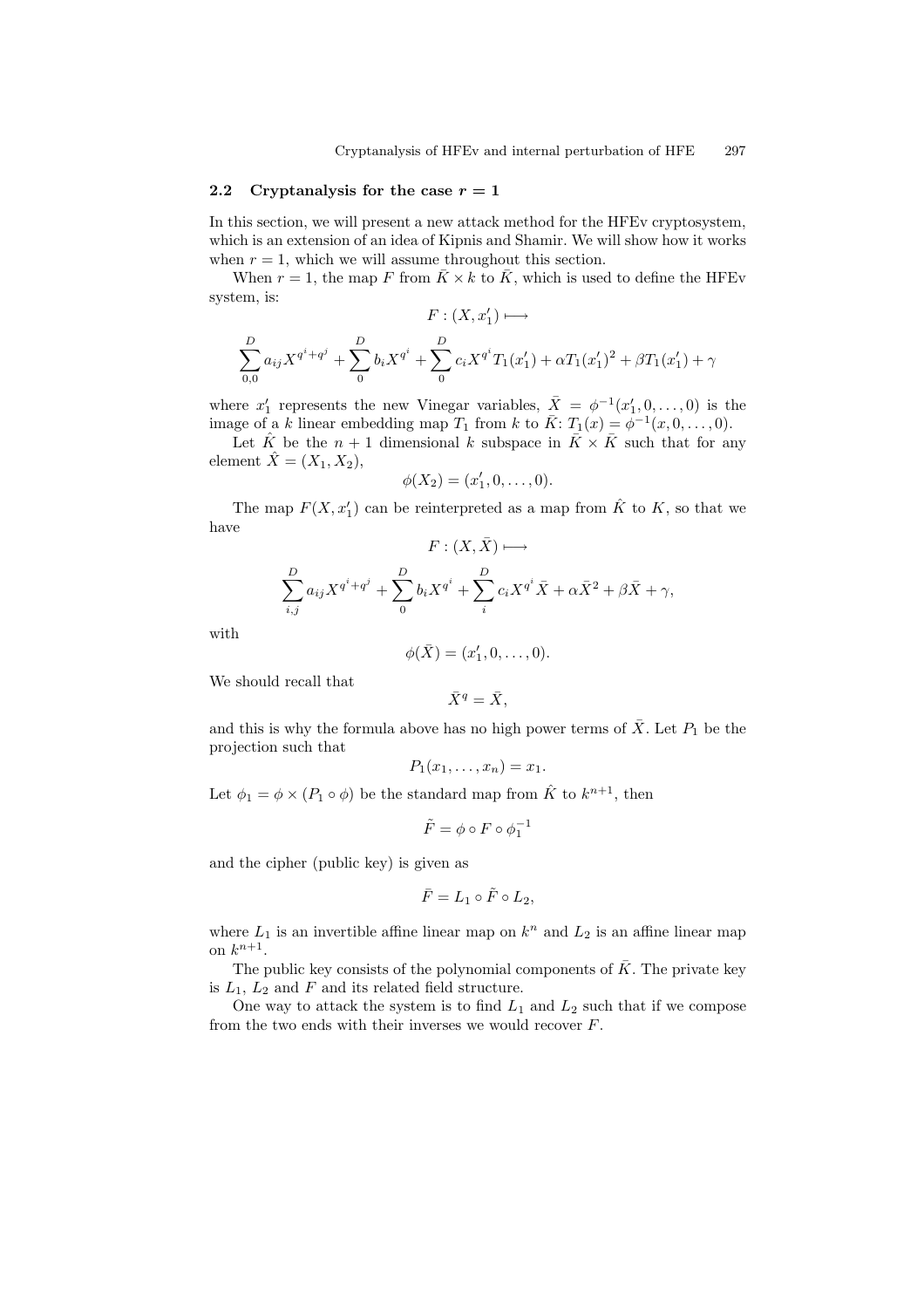### 2.2 Cryptanalysis for the case $r = 1$

In this section, we will present a new attack method for the HFEv cryptosystem, which is an extension of an idea of Kipnis and Shamir. We will show how it works when $r = 1$, which we will assume throughout this section.

When $r = 1$, the map $F$ from $\bar{K} \times k$ to $\bar{K}$, which is used to define the HFEv system, is:

$$F : (X, x_1') \longmapsto$$

$$\sum_{0,0}^{D} a_{ij} X^{q^i+q^j} + \sum_{0}^{D} b_i X^{q^i} + \sum_{0}^{D} c_i X^{q^i} T_1(x_1') + \alpha T_1(x_1')^2 + \beta T_1(x_1') + \gamma$$

where $x_1'$ represents the new Vinegar variables, $\bar{X} = \phi^{-1}(x_1', 0, \ldots, 0)$ is the image of a $k$ linear embedding map $T_1$ from $k$ to $\bar{K}$: $T_1(x) = \phi^{-1}(x, 0, \ldots, 0)$.

Let $\hat{K}$ be the $n + 1$ dimensional $k$ subspace in $\bar{K} \times \bar{K}$ such that for any element $\hat{X} = (X_1, X_2)$,

$$\phi(X_2) = (x_1', 0, \ldots, 0).$$

The map $F(X, x_1')$ can be reinterpreted as a map from $\hat{K}$ to $K$, so that we have

$$F : (X, \bar{X}) \longmapsto$$

$$\sum_{i,j}^{D} a_{ij} X^{q^i+q^j} + \sum_{0}^{D} b_i X^{q^i} + \sum_{i}^{D} c_i X^{q^i} \bar{X} + \alpha \bar{X}^2 + \beta \bar{X} + \gamma,$$

with

$$\phi(\bar{X}) = (x_1', 0, \ldots, 0).$$

We should recall that

$$\bar{X}^q = \bar{X},$$

and this is why the formula above has no high power terms of $\bar{X}$. Let $P_1$ be the projection such that

$$P_1(x_1, \ldots, x_n) = x_1.$$

Let $\phi_1 = \phi \times (P_1 \circ \phi)$ be the standard map from $\hat{K}$ to $k^{n+1}$, then

$$\tilde{F} = \phi \circ F \circ \phi_1^{-1}$$

and the cipher (public key) is given as

$$\bar{F} = L_1 \circ \tilde{F} \circ L_2,$$

where $L_1$ is an invertible affine linear map on $k^n$ and $L_2$ is an affine linear map on $k^{n+1}$.

The public key consists of the polynomial components of $\bar{K}$. The private key is $L_1$, $L_2$ and $F$ and its related field structure.

One way to attack the system is to find $L_1$ and $L_2$ such that if we compose from the two ends with their inverses we would recover $F$.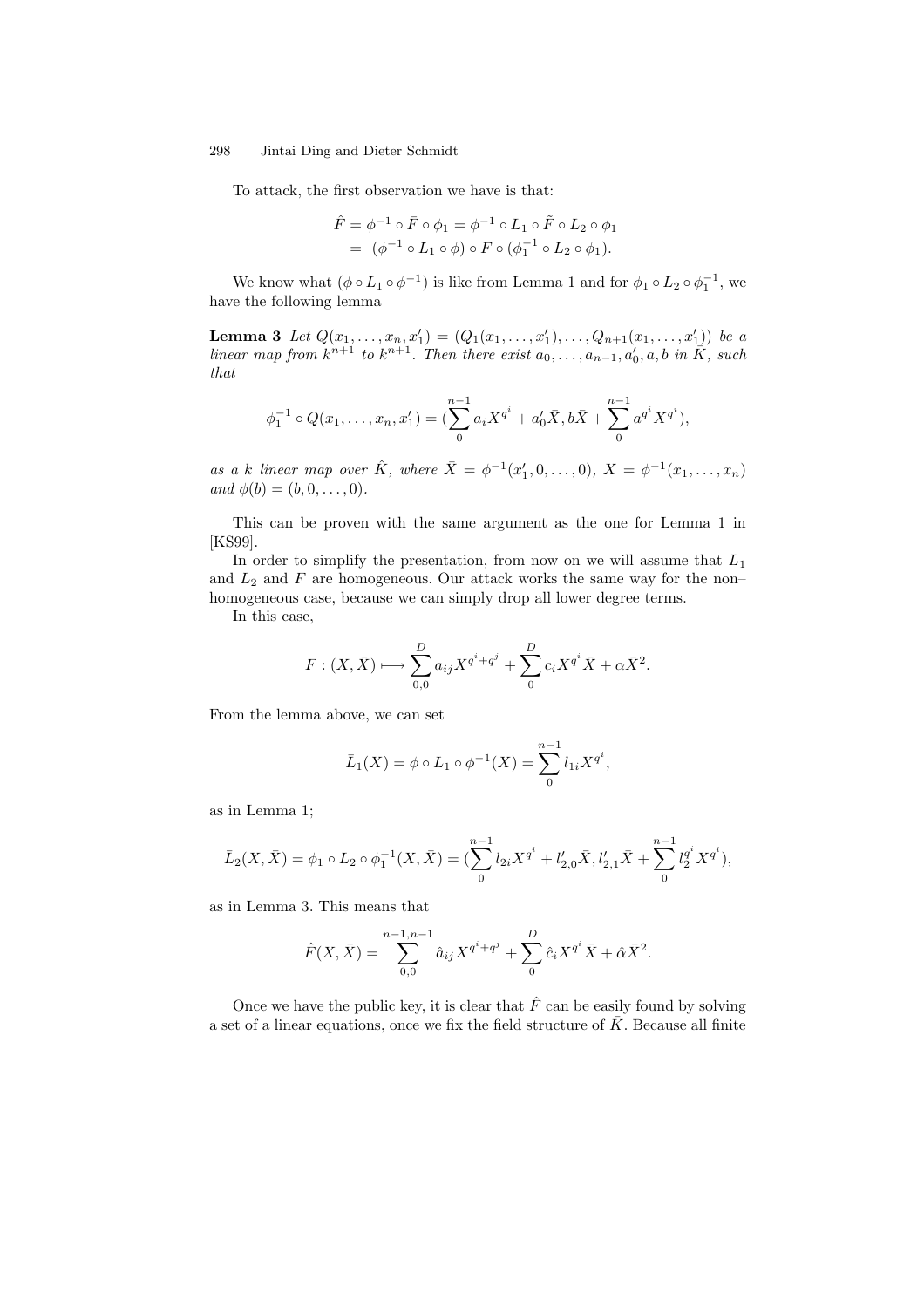To attack, the first observation we have is that:

$$\hat{F} = \phi^{-1} \circ \bar{F} \circ \phi_1 = \phi^{-1} \circ L_1 \circ \tilde{F} \circ L_2 \circ \phi_1$$
$$= (\phi^{-1} \circ L_1 \circ \phi) \circ F \circ (\phi_1^{-1} \circ L_2 \circ \phi_1).$$

We know what $(\phi \circ L_1 \circ \phi^{-1})$ is like from Lemma 1 and for $\phi_1 \circ L_2 \circ \phi_1^{-1}$, we have the following lemma

**Lemma 3** *Let $Q(x_1, \ldots, x_n, x'_1) = (Q_1(x_1, \ldots, x'_1), \ldots, Q_{n+1}(x_1, \ldots, x'_1))$ be a linear map from $k^{n+1}$ to $k^{n+1}$. Then there exist $a_0, \ldots, a_{n-1}, a'_0, a, b$ in $\bar{K}$, such that*

$$\phi_1^{-1} \circ Q(x_1, \ldots, x_n, x'_1) = (\sum_0^{n-1} a_i X^{q^i} + a'_0 \bar{X}, b\bar{X} + \sum_0^{n-1} a^{q^i} X^{q^i}),$$

*as a $k$ linear map over $\hat{K}$, where $\bar{X} = \phi^{-1}(x'_1, 0, \ldots, 0)$, $X = \phi^{-1}(x_1, \ldots, x_n)$ and $\phi(b) = (b, 0, \ldots, 0)$.*

This can be proven with the same argument as the one for Lemma 1 in [KS99].

In order to simplify the presentation, from now on we will assume that $L_1$ and $L_2$ and $F$ are homogeneous. Our attack works the same way for the non–homogeneous case, because we can simply drop all lower degree terms.

In this case,

$$F : (X, \bar{X}) \longmapsto \sum_{0,0}^{D} a_{ij} X^{q^i + q^j} + \sum_0^D c_i X^{q^i} \bar{X} + \alpha \bar{X}^2.$$

From the lemma above, we can set

$$\bar{L}_1(X) = \phi \circ L_1 \circ \phi^{-1}(X) = \sum_0^{n-1} l_{1i} X^{q^i},$$

as in Lemma 1;

$$\bar{L}_2(X, \bar{X}) = \phi_1 \circ L_2 \circ \phi_1^{-1}(X, \bar{X}) = (\sum_0^{n-1} l_{2i} X^{q^i} + l'_{2,0}\bar{X}, l'_{2,1}\bar{X} + \sum_0^{n-1} l_2^{q^i} X^{q^i}),$$

as in Lemma 3. This means that

$$\hat{F}(X, \bar{X}) = \sum_{0,0}^{n-1,n-1} \hat{a}_{ij} X^{q^i + q^j} + \sum_0^D \hat{c}_i X^{q^i} \bar{X} + \hat{\alpha} \bar{X}^2.$$

Once we have the public key, it is clear that $\hat{F}$ can be easily found by solving a set of a linear equations, once we fix the field structure of $\bar{K}$. Because all finite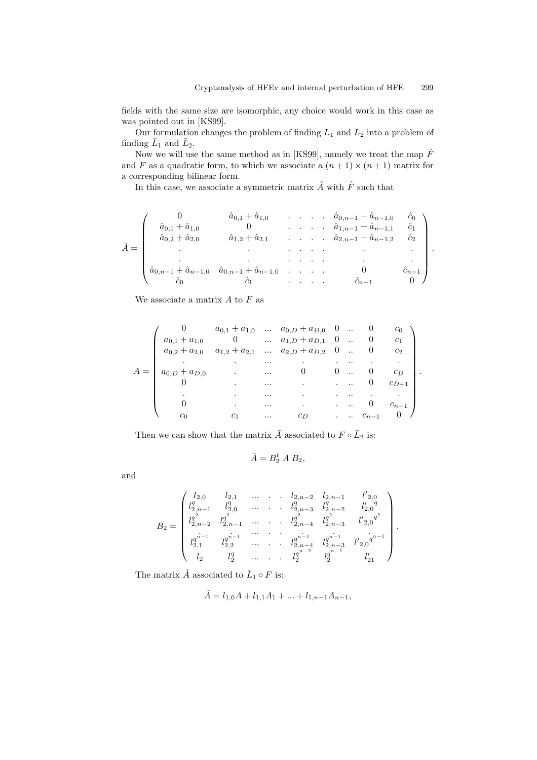fields with the same size are isomorphic, any choice would work in this case as was pointed out in [KS99].

Our formulation changes the problem of finding $L_1$ and $L_2$ into a problem of finding $\bar{L}_1$ and $\bar{L}_2$.

Now we will use the same method as in [KS99], namely we treat the map $\hat{F}$ and $F$ as a quadratic form, to which we associate a $(n+1) \times (n+1)$ matrix for a corresponding bilinear form.

In this case, we associate a symmetric matrix $\hat{A}$ with $\hat{F}$ such that

$$\hat{A} = \begin{pmatrix} 0 & \hat{a}_{0,1} + \hat{a}_{1,0} & . & . & . & . & \hat{a}_{0,n-1} + \hat{a}_{n-1,0} & \hat{c}_0 \\ \hat{a}_{0,1} + \hat{a}_{1,0} & 0 & . & . & . & . & \hat{a}_{1,n-1} + \hat{a}_{n-1,1} & \hat{c}_1 \\ \hat{a}_{0,2} + \hat{a}_{2,0} & \hat{a}_{1,2} + \hat{a}_{2,1} & . & . & . & . & \hat{a}_{2,n-1} + \hat{a}_{n-1,2} & \hat{c}_2 \\ . & . & . & . & . & . & . & . \\ . & . & . & . & . & . & . & . \\ \hat{a}_{0,n-1} + \hat{a}_{n-1,0} & \hat{a}_{0,n-1} + \hat{a}_{n-1,0} & . & . & . & . & 0 & \hat{c}_{n-1} \\ \hat{c}_0 & \hat{c}_1 & . & . & . & . & \hat{c}_{n-1} & 0 \end{pmatrix}.$$

We associate a matrix $A$ to $F$ as

$$A = \begin{pmatrix} 0 & a_{0,1} + a_{1,0} & \ldots & a_{0,D} + a_{D,0} & 0 & .. & 0 & c_0 \\ a_{0,1} + a_{1,0} & 0 & \ldots & a_{1,D} + a_{D,1} & 0 & .. & 0 & c_1 \\ a_{0,2} + a_{2,0} & a_{1,2} + a_{2,1} & \ldots & a_{2,D} + a_{D,2} & 0 & .. & 0 & c_2 \\ . & . & \ldots & . & . & .. & . & . \\ a_{0,D} + a_{D,0} & . & \ldots & 0 & 0 & .. & 0 & c_D \\ 0 & . & \ldots & . & . & .. & 0 & c_{D+1} \\ . & . & \ldots & . & . & .. & . & . \\ 0 & . & \ldots & . & . & .. & 0 & c_{n-1} \\ c_0 & c_1 & \ldots & c_D & . & .. & c_{n-1} & 0 \end{pmatrix}.$$

Then we can show that the matrix $\bar{A}$ associated to $F \circ \bar{L}_2$ is:

$$\bar{A} = B_2^t \; A \; B_2,$$

and

$$B_2 = \begin{pmatrix} l_{2,0} & l_{2,1} & \ldots & . & . & l_{2,n-2} & l_{2,n-1} & {l'}_{2,0} \\ l_{2,n-1}^q & l_{2,0}^q & \ldots & . & . & l_{2,n-3}^q & l_{2,n-2}^q & {l'}_{2,0}^{\,q} \\ l_{2,n-2}^{q^2} & l_{2,n-1}^{q^2} & \ldots & . & . & l_{2,n-4}^{q^2} & l_{2,n-3}^{q^2} & {l'}_{2,0}^{\,q^2} \\ . & . & \ldots & . & . & . & . & . \\ l_{2,1}^{q^{n-1}} & l_{2,2}^{q^{n-1}} & \ldots & . & . & l_{2,n-4}^{q^{n-1}} & l_{2,n-3}^{q^{n-1}} & {l'}_{2,0}^{\,q^{n-1}} \\ l_2 & l_2^q & \ldots & . & . & l_2^{q^{n-2}} & l_2^{q^{n-1}} & l'_{21} \end{pmatrix}.$$

The matrix $\tilde{A}$ associated to $\bar{L}_1 \circ F$ is:

$$\tilde{A} = l_{1,0} A + l_{1,1} A_1 + \ldots + l_{1,n-1} A_{n-1},$$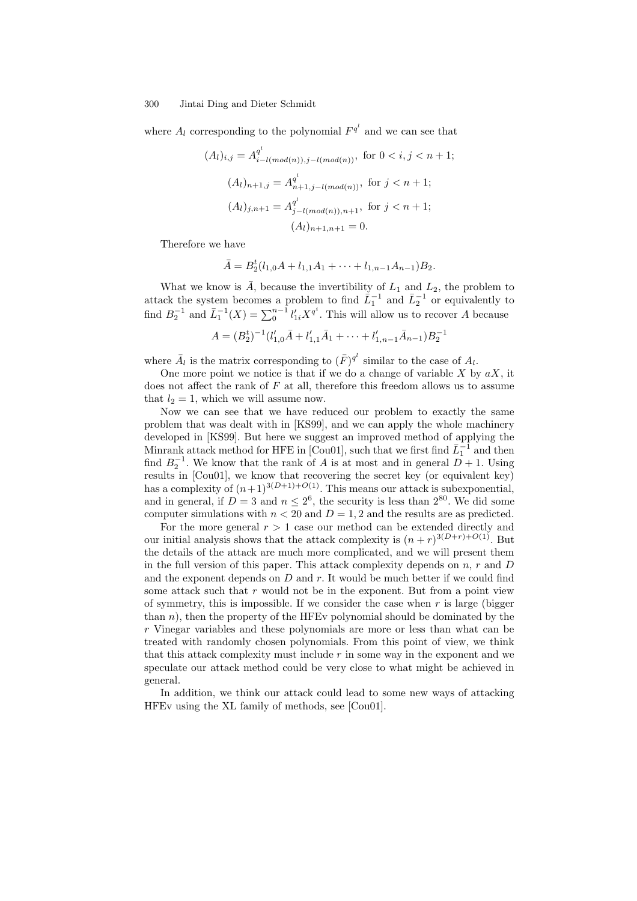where $A_l$ corresponding to the polynomial $F^{q^l}$ and we can see that

$$(A_l)_{i,j} = A^{q^l}_{i-l(mod(n)),j-l(mod(n))}, \text{ for } 0 < i, j < n+1;$$

$$(A_l)_{n+1,j} = A^{q^l}_{n+1,j-l(mod(n))}, \text{ for } j < n+1;$$

$$(A_l)_{j,n+1} = A^{q^l}_{j-l(mod(n)),n+1}, \text{ for } j < n+1;$$

$$(A_l)_{n+1,n+1} = 0.$$

Therefore we have

$$\bar{A} = B_2^t(l_{1,0}A + l_{1,1}A_1 + \cdots + l_{1,n-1}A_{n-1})B_2.$$

What we know is $\bar{A}$, because the invertibility of $L_1$ and $L_2$, the problem to attack the system becomes a problem to find $\bar{L}_1^{-1}$ and $\bar{L}_2^{-1}$ or equivalently to find $B_2^{-1}$ and $\bar{L}_1^{-1}(X) = \sum_0^{n-1} l'_{1i}X^{q^i}$. This will allow us to recover $A$ because

$$A = (B_2^t)^{-1}(l'_{1,0}\bar{A} + l'_{1,1}\bar{A}_1 + \cdots + l'_{1,n-1}\bar{A}_{n-1})B_2^{-1}$$

where $\bar{A}_l$ is the matrix corresponding to $(\bar{F})^{q^l}$ similar to the case of $A_l$.

One more point we notice is that if we do a change of variable $X$ by $aX$, it does not affect the rank of $F$ at all, therefore this freedom allows us to assume that $l_2 = 1$, which we will assume now.

Now we can see that we have reduced our problem to exactly the same problem that was dealt with in [KS99], and we can apply the whole machinery developed in [KS99]. But here we suggest an improved method of applying the Minrank attack method for HFE in [Cou01], such that we first find $\bar{L}_1^{-1}$ and then find $B_2^{-1}$. We know that the rank of $A$ is at most and in general $D + 1$. Using results in [Cou01], we know that recovering the secret key (or equivalent key) has a complexity of $(n+1)^{3(D+1)+O(1)}$. This means our attack is subexponential, and in general, if $D = 3$ and $n \leq 2^6$, the security is less than $2^{80}$. We did some computer simulations with $n < 20$ and $D = 1, 2$ and the results are as predicted.

For the more general $r > 1$ case our method can be extended directly and our initial analysis shows that the attack complexity is $(n + r)^{3(D+r)+O(1)}$. But the details of the attack are much more complicated, and we will present them in the full version of this paper. This attack complexity depends on $n$, $r$ and $D$ and the exponent depends on $D$ and $r$. It would be much better if we could find some attack such that $r$ would not be in the exponent. But from a point view of symmetry, this is impossible. If we consider the case when $r$ is large (bigger than $n$), then the property of the HFEv polynomial should be dominated by the $r$ Vinegar variables and these polynomials are more or less than what can be treated with randomly chosen polynomials. From this point of view, we think that this attack complexity must include $r$ in some way in the exponent and we speculate our attack method could be very close to what might be achieved in general.

In addition, we think our attack could lead to some new ways of attacking HFEv using the XL family of methods, see [Cou01].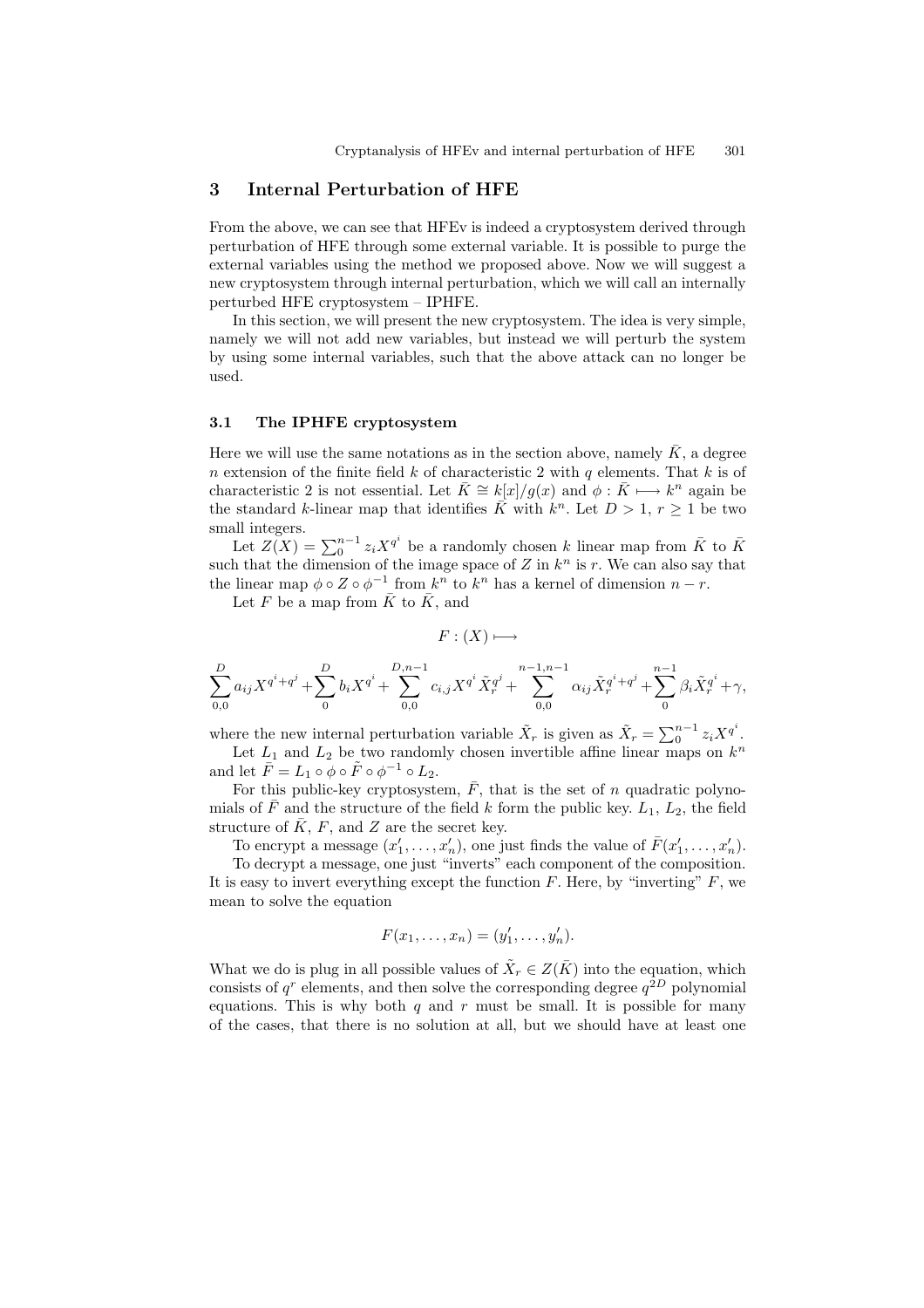## 3 Internal Perturbation of HFE

From the above, we can see that HFEv is indeed a cryptosystem derived through perturbation of HFE through some external variable. It is possible to purge the external variables using the method we proposed above. Now we will suggest a new cryptosystem through internal perturbation, which we will call an internally perturbed HFE cryptosystem – IPHFE.

In this section, we will present the new cryptosystem. The idea is very simple, namely we will not add new variables, but instead we will perturb the system by using some internal variables, such that the above attack can no longer be used.

### 3.1 The IPHFE cryptosystem

Here we will use the same notations as in the section above, namely $\bar{K}$, a degree $n$ extension of the finite field $k$ of characteristic 2 with $q$ elements. That $k$ is of characteristic 2 is not essential. Let $\bar{K} \cong k[x]/g(x)$ and $\phi : \bar{K} \longmapsto k^n$ again be the standard $k$-linear map that identifies $\bar{K}$ with $k^n$. Let $D > 1$, $r \geq 1$ be two small integers.

Let $Z(X) = \sum_0^{n-1} z_i X^{q^i}$ be a randomly chosen $k$ linear map from $\bar{K}$ to $\bar{K}$ such that the dimension of the image space of $Z$ in $k^n$ is $r$. We can also say that the linear map $\phi \circ Z \circ \phi^{-1}$ from $k^n$ to $k^n$ has a kernel of dimension $n - r$.

Let $F$ be a map from $\bar{K}$ to $\bar{K}$, and

$$F : (X) \longmapsto$$

$$\sum_{0,0}^{D} a_{ij} X^{q^i+q^j} + \sum_{0}^{D} b_i X^{q^i} + \sum_{0,0}^{D,n-1} c_{i,j} X^{q^i} \tilde{X}_r^{q^j} + \sum_{0,0}^{n-1,n-1} \alpha_{ij} \tilde{X}_r^{q^i+q^j} + \sum_{0}^{n-1} \beta_i \tilde{X}_r^{q^i} + \gamma,$$

where the new internal perturbation variable $\tilde{X}_r$ is given as $\tilde{X}_r = \sum_0^{n-1} z_i X^{q^i}$.

Let $L_1$ and $L_2$ be two randomly chosen invertible affine linear maps on $k^n$ and let $\bar{F} = L_1 \circ \phi \circ \tilde{F} \circ \phi^{-1} \circ L_2$.

For this public-key cryptosystem, $\bar{F}$, that is the set of $n$ quadratic polynomials of $\bar{F}$ and the structure of the field $k$ form the public key. $L_1$, $L_2$, the field structure of $\bar{K}$, $F$, and $Z$ are the secret key.

To encrypt a message $(x'_1, \ldots, x'_n)$, one just finds the value of $\bar{F}(x'_1, \ldots, x'_n)$.

To decrypt a message, one just "inverts" each component of the composition. It is easy to invert everything except the function $F$. Here, by "inverting" $F$, we mean to solve the equation

$$F(x_1, \ldots, x_n) = (y'_1, \ldots, y'_n).$$

What we do is plug in all possible values of $\tilde{X}_r \in Z(\bar{K})$ into the equation, which consists of $q^r$ elements, and then solve the corresponding degree $q^{2D}$ polynomial equations. This is why both $q$ and $r$ must be small. It is possible for many of the cases, that there is no solution at all, but we should have at least one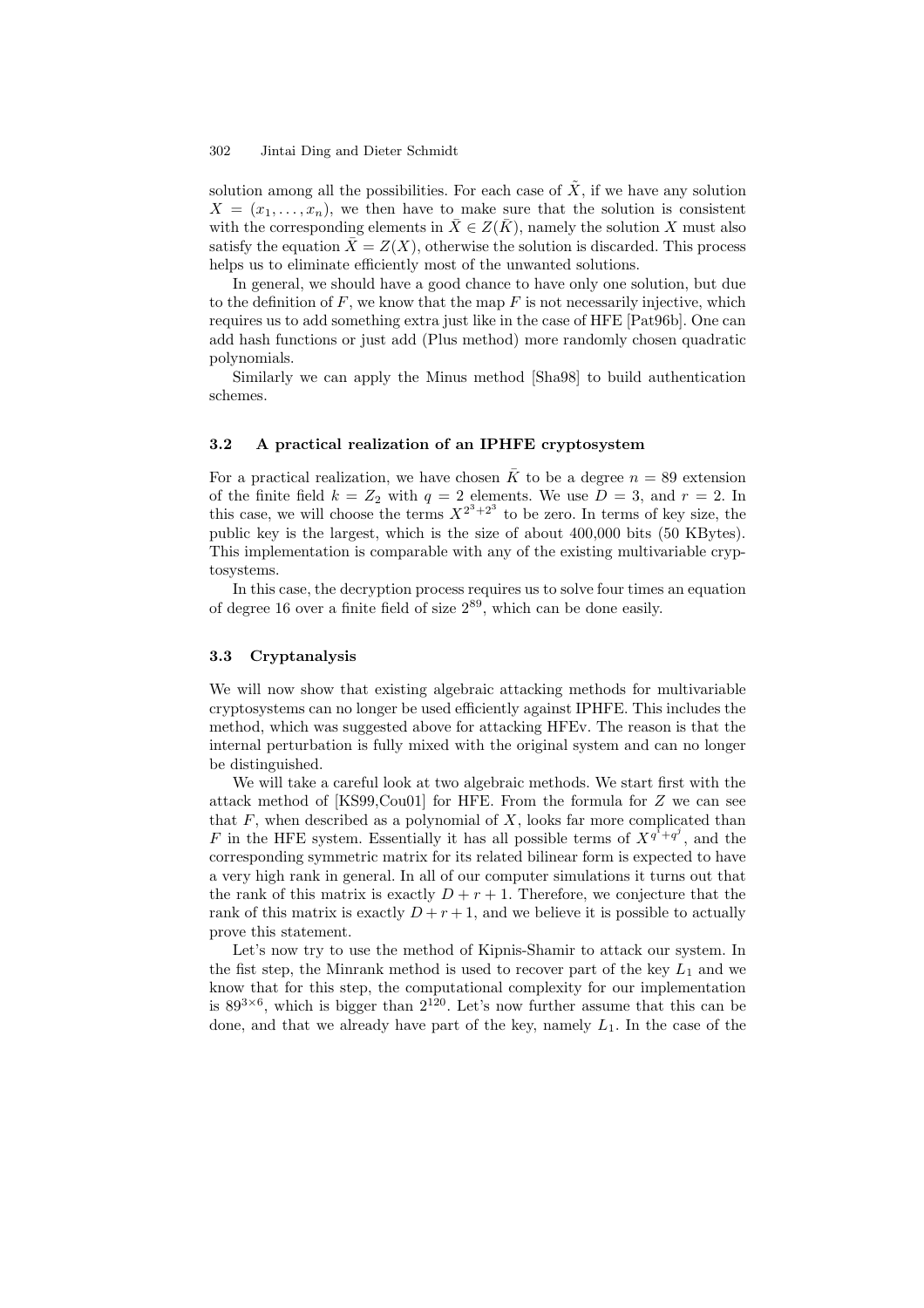solution among all the possibilities. For each case of $\tilde{X}$, if we have any solution $X = (x_1, \ldots, x_n)$, we then have to make sure that the solution is consistent with the corresponding elements in $\bar{X} \in Z(\bar{K})$, namely the solution $X$ must also satisfy the equation $\bar{X} = Z(X)$, otherwise the solution is discarded. This process helps us to eliminate efficiently most of the unwanted solutions.

In general, we should have a good chance to have only one solution, but due to the definition of $F$, we know that the map $F$ is not necessarily injective, which requires us to add something extra just like in the case of HFE [Pat96b]. One can add hash functions or just add (Plus method) more randomly chosen quadratic polynomials.

Similarly we can apply the Minus method [Sha98] to build authentication schemes.

### 3.2 A practical realization of an IPHFE cryptosystem

For a practical realization, we have chosen $\bar{K}$ to be a degree $n = 89$ extension of the finite field $k = Z_2$ with $q = 2$ elements. We use $D = 3$, and $r = 2$. In this case, we will choose the terms $X^{2^3+2^3}$ to be zero. In terms of key size, the public key is the largest, which is the size of about 400,000 bits (50 KBytes). This implementation is comparable with any of the existing multivariable cryptosystems.

In this case, the decryption process requires us to solve four times an equation of degree 16 over a finite field of size $2^{89}$, which can be done easily.

### 3.3 Cryptanalysis

We will now show that existing algebraic attacking methods for multivariable cryptosystems can no longer be used efficiently against IPHFE. This includes the method, which was suggested above for attacking HFEv. The reason is that the internal perturbation is fully mixed with the original system and can no longer be distinguished.

We will take a careful look at two algebraic methods. We start first with the attack method of [KS99,Cou01] for HFE. From the formula for $Z$ we can see that $F$, when described as a polynomial of $X$, looks far more complicated than $F$ in the HFE system. Essentially it has all possible terms of $X^{q^i+q^j}$, and the corresponding symmetric matrix for its related bilinear form is expected to have a very high rank in general. In all of our computer simulations it turns out that the rank of this matrix is exactly $D + r + 1$. Therefore, we conjecture that the rank of this matrix is exactly $D + r + 1$, and we believe it is possible to actually prove this statement.

Let's now try to use the method of Kipnis-Shamir to attack our system. In the fist step, the Minrank method is used to recover part of the key $L_1$ and we know that for this step, the computational complexity for our implementation is $89^{3\times 6}$, which is bigger than $2^{120}$. Let's now further assume that this can be done, and that we already have part of the key, namely $L_1$. In the case of the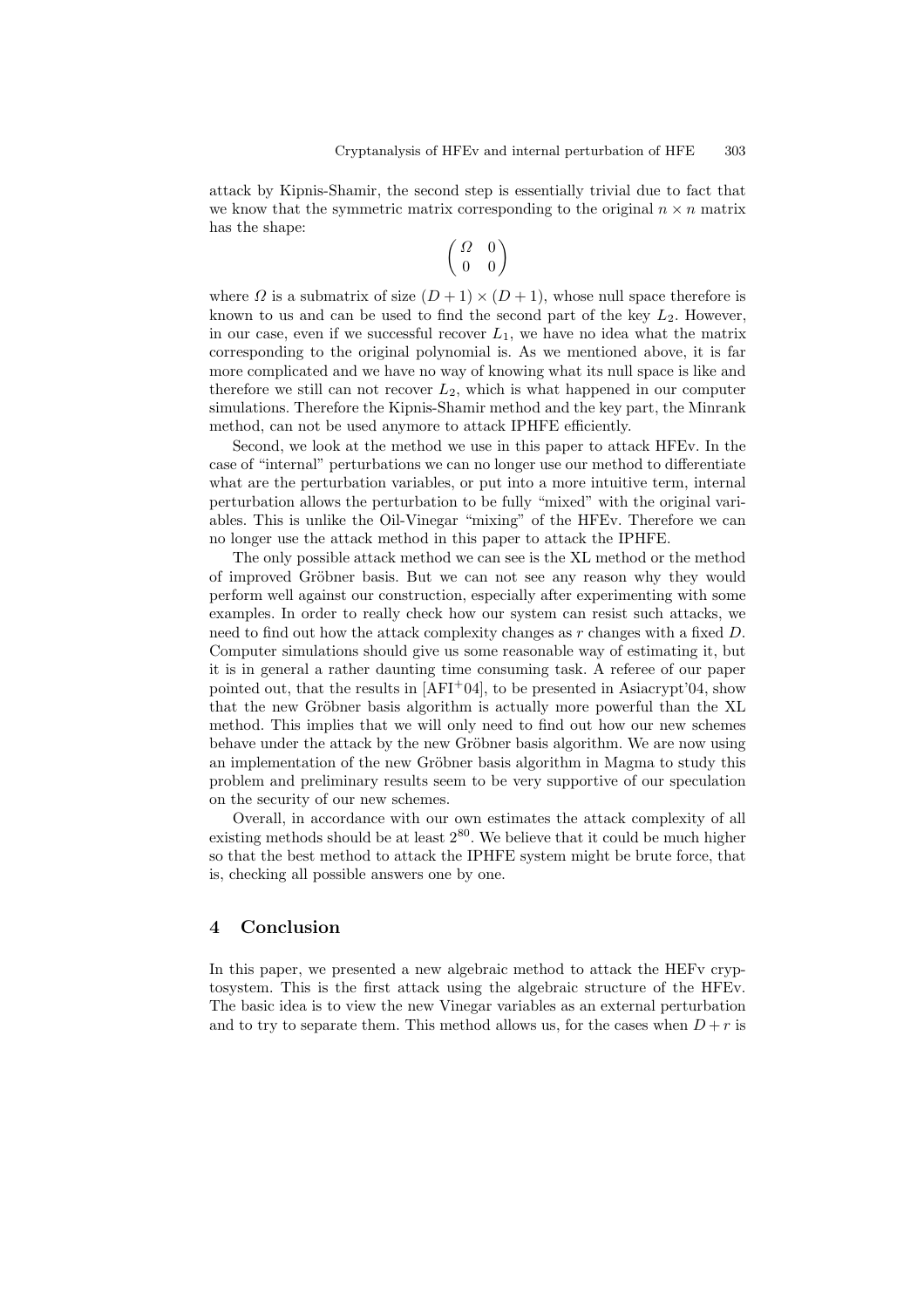attack by Kipnis-Shamir, the second step is essentially trivial due to fact that we know that the symmetric matrix corresponding to the original $n \times n$ matrix has the shape:

$$\begin{pmatrix} \Omega & 0 \\ 0 & 0 \end{pmatrix}$$

where $\Omega$ is a submatrix of size $(D+1) \times (D+1)$, whose null space therefore is known to us and can be used to find the second part of the key $L_2$. However, in our case, even if we successful recover $L_1$, we have no idea what the matrix corresponding to the original polynomial is. As we mentioned above, it is far more complicated and we have no way of knowing what its null space is like and therefore we still can not recover $L_2$, which is what happened in our computer simulations. Therefore the Kipnis-Shamir method and the key part, the Minrank method, can not be used anymore to attack IPHFE efficiently.

Second, we look at the method we use in this paper to attack HFEv. In the case of "internal" perturbations we can no longer use our method to differentiate what are the perturbation variables, or put into a more intuitive term, internal perturbation allows the perturbation to be fully "mixed" with the original variables. This is unlike the Oil-Vinegar "mixing" of the HFEv. Therefore we can no longer use the attack method in this paper to attack the IPHFE.

The only possible attack method we can see is the XL method or the method of improved Gröbner basis. But we can not see any reason why they would perform well against our construction, especially after experimenting with some examples. In order to really check how our system can resist such attacks, we need to find out how the attack complexity changes as $r$ changes with a fixed $D$. Computer simulations should give us some reasonable way of estimating it, but it is in general a rather daunting time consuming task. A referee of our paper pointed out, that the results in [AFI+04], to be presented in Asiacrypt'04, show that the new Gröbner basis algorithm is actually more powerful than the XL method. This implies that we will only need to find out how our new schemes behave under the attack by the new Gröbner basis algorithm. We are now using an implementation of the new Gröbner basis algorithm in Magma to study this problem and preliminary results seem to be very supportive of our speculation on the security of our new schemes.

Overall, in accordance with our own estimates the attack complexity of all existing methods should be at least $2^{80}$. We believe that it could be much higher so that the best method to attack the IPHFE system might be brute force, that is, checking all possible answers one by one.

## 4 Conclusion

In this paper, we presented a new algebraic method to attack the HEFv cryptosystem. This is the first attack using the algebraic structure of the HFEv. The basic idea is to view the new Vinegar variables as an external perturbation and to try to separate them. This method allows us, for the cases when $D + r$ is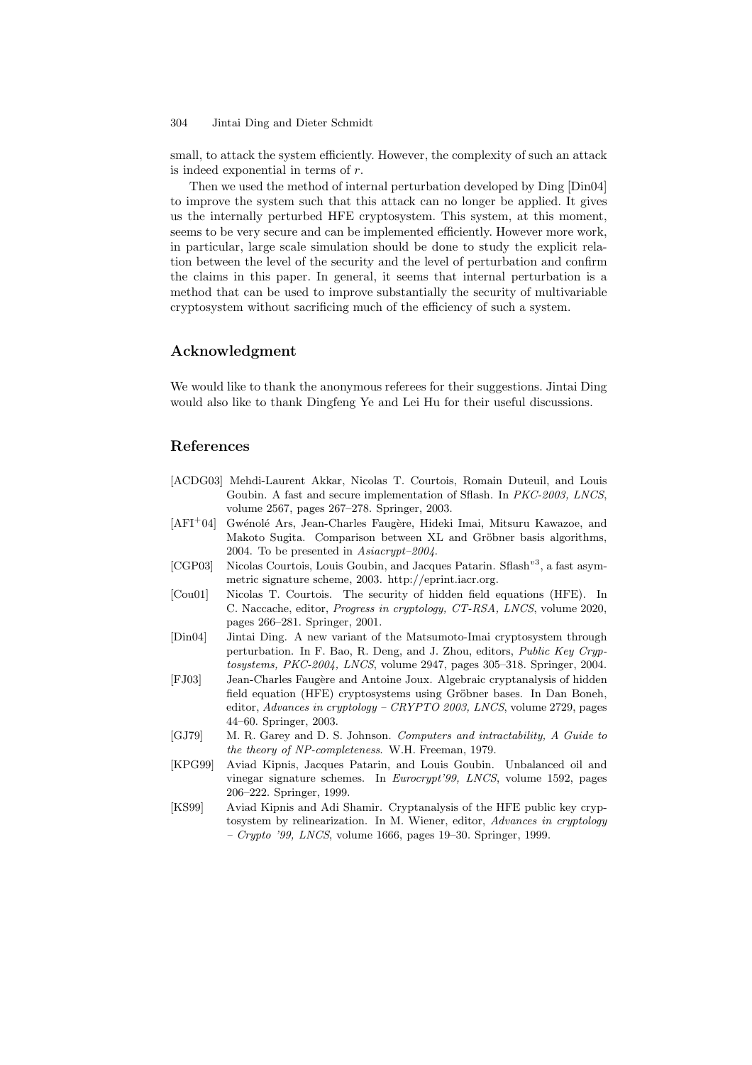small, to attack the system efficiently. However, the complexity of such an attack is indeed exponential in terms of $r$.

Then we used the method of internal perturbation developed by Ding [Din04] to improve the system such that this attack can no longer be applied. It gives us the internally perturbed HFE cryptosystem. This system, at this moment, seems to be very secure and can be implemented efficiently. However more work, in particular, large scale simulation should be done to study the explicit relation between the level of the security and the level of perturbation and confirm the claims in this paper. In general, it seems that internal perturbation is a method that can be used to improve substantially the security of multivariable cryptosystem without sacrificing much of the efficiency of such a system.

## Acknowledgment

We would like to thank the anonymous referees for their suggestions. Jintai Ding would also like to thank Dingfeng Ye and Lei Hu for their useful discussions.

## References

[ACDG03] Mehdi-Laurent Akkar, Nicolas T. Courtois, Romain Duteuil, and Louis Goubin. A fast and secure implementation of Sflash. In *PKC-2003, LNCS*, volume 2567, pages 267–278. Springer, 2003.

[AFI+04] Gwénolé Ars, Jean-Charles Faugère, Hideki Imai, Mitsuru Kawazoe, and Makoto Sugita. Comparison between XL and Gröbner basis algorithms, 2004. To be presented in *Asiacrypt–2004*.

[CGP03] Nicolas Courtois, Louis Goubin, and Jacques Patarin. Sflash$^{v3}$, a fast asymmetric signature scheme, 2003. http://eprint.iacr.org.

[Cou01] Nicolas T. Courtois. The security of hidden field equations (HFE). In C. Naccache, editor, *Progress in cryptology, CT-RSA, LNCS*, volume 2020, pages 266–281. Springer, 2001.

[Din04] Jintai Ding. A new variant of the Matsumoto-Imai cryptosystem through perturbation. In F. Bao, R. Deng, and J. Zhou, editors, *Public Key Cryptosystems, PKC-2004, LNCS*, volume 2947, pages 305–318. Springer, 2004.

[FJ03] Jean-Charles Faugère and Antoine Joux. Algebraic cryptanalysis of hidden field equation (HFE) cryptosystems using Gröbner bases. In Dan Boneh, editor, *Advances in cryptology – CRYPTO 2003, LNCS*, volume 2729, pages 44–60. Springer, 2003.

[GJ79] M. R. Garey and D. S. Johnson. *Computers and intractability, A Guide to the theory of NP-completeness*. W.H. Freeman, 1979.

[KPG99] Aviad Kipnis, Jacques Patarin, and Louis Goubin. Unbalanced oil and vinegar signature schemes. In *Eurocrypt'99, LNCS*, volume 1592, pages 206–222. Springer, 1999.

[KS99] Aviad Kipnis and Adi Shamir. Cryptanalysis of the HFE public key cryptosystem by relinearization. In M. Wiener, editor, *Advances in cryptology – Crypto '99, LNCS*, volume 1666, pages 19–30. Springer, 1999.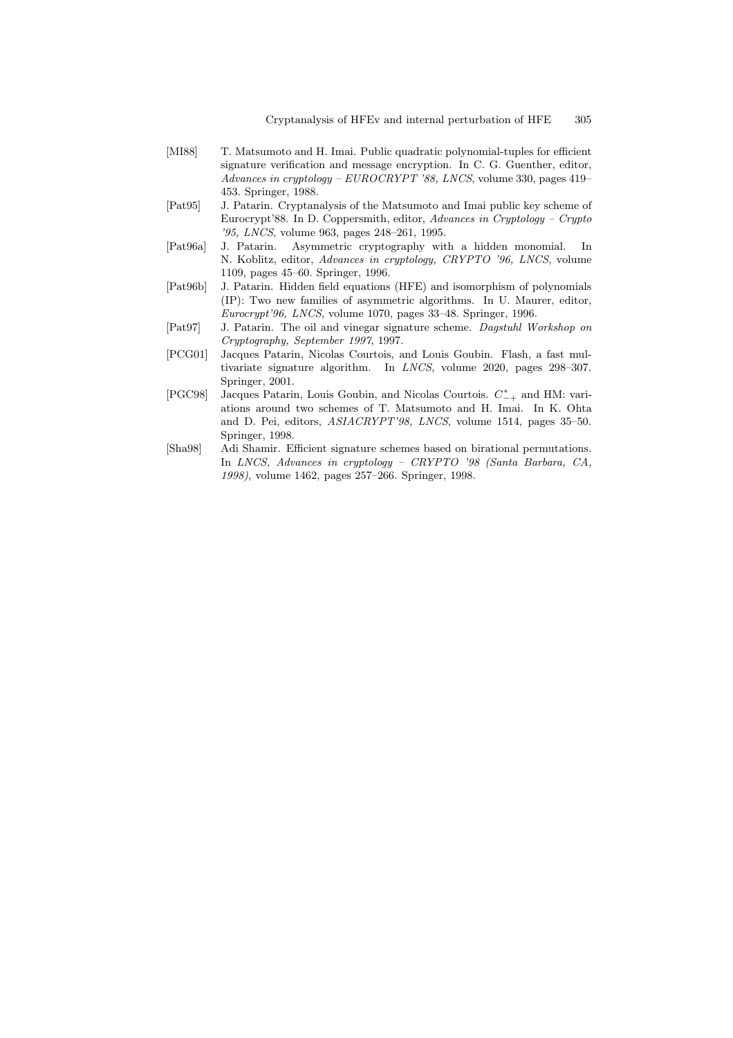[MI88] T. Matsumoto and H. Imai. Public quadratic polynomial-tuples for efficient signature verification and message encryption. In C. G. Guenther, editor, *Advances in cryptology – EUROCRYPT '88, LNCS*, volume 330, pages 419–453. Springer, 1988.

[Pat95] J. Patarin. Cryptanalysis of the Matsumoto and Imai public key scheme of Eurocrypt'88. In D. Coppersmith, editor, *Advances in Cryptology – Crypto '95, LNCS*, volume 963, pages 248–261, 1995.

[Pat96a] J. Patarin. Asymmetric cryptography with a hidden monomial. In N. Koblitz, editor, *Advances in cryptology, CRYPTO '96, LNCS*, volume 1109, pages 45–60. Springer, 1996.

[Pat96b] J. Patarin. Hidden field equations (HFE) and isomorphism of polynomials (IP): Two new families of asymmetric algorithms. In U. Maurer, editor, *Eurocrypt'96, LNCS*, volume 1070, pages 33–48. Springer, 1996.

[Pat97] J. Patarin. The oil and vinegar signature scheme. *Dagstuhl Workshop on Cryptography, September 1997*, 1997.

[PCG01] Jacques Patarin, Nicolas Courtois, and Louis Goubin. Flash, a fast multivariate signature algorithm. In *LNCS*, volume 2020, pages 298–307. Springer, 2001.

[PGC98] Jacques Patarin, Louis Goubin, and Nicolas Courtois. $C^*_{-+}$ and HM: variations around two schemes of T. Matsumoto and H. Imai. In K. Ohta and D. Pei, editors, *ASIACRYPT'98, LNCS*, volume 1514, pages 35–50. Springer, 1998.

[Sha98] Adi Shamir. Efficient signature schemes based on birational permutations. In *LNCS, Advances in cryptology – CRYPTO '98 (Santa Barbara, CA, 1998)*, volume 1462, pages 257–266. Springer, 1998.